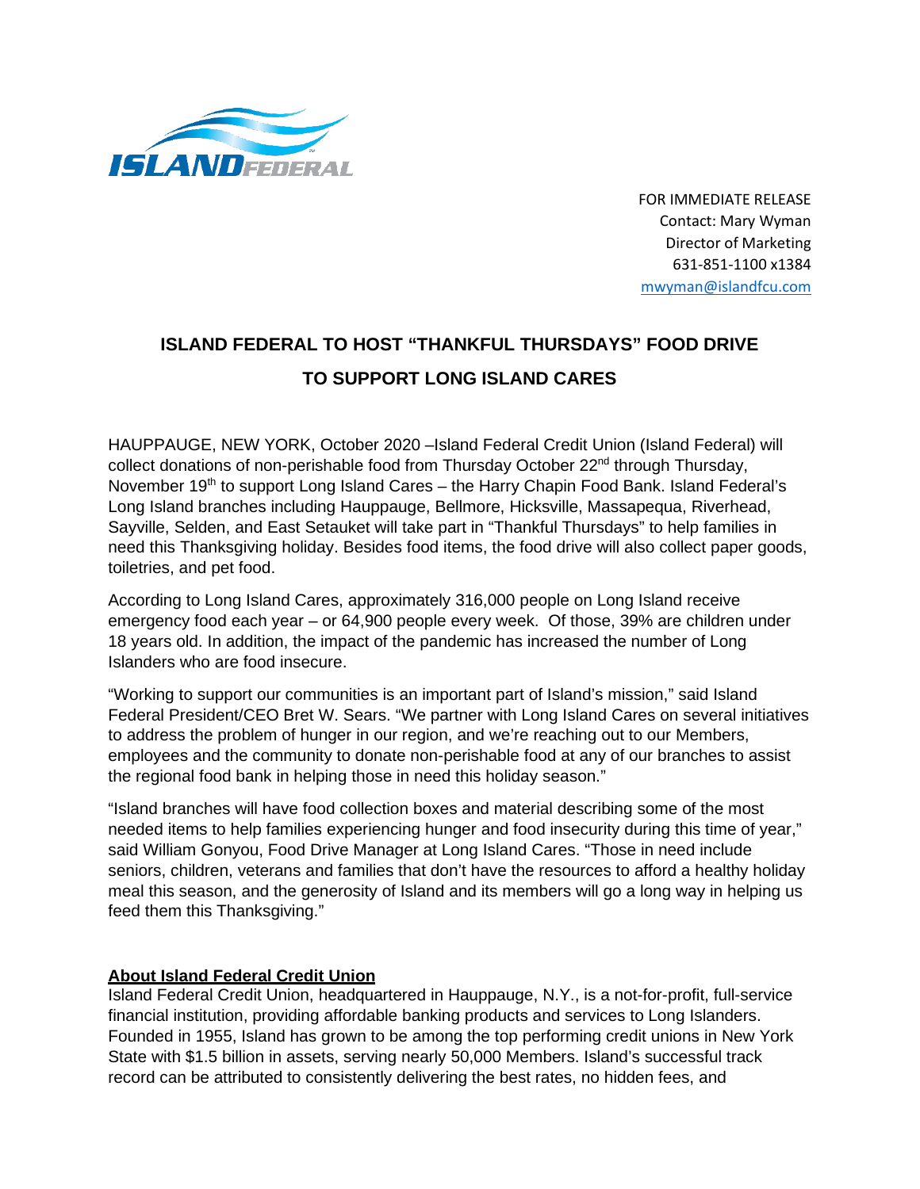FOR IMMEDIATE RELEASE
Contact: Mary Wyman
Director of Marketing
631-851-1100 x1384
mwyman@islandfcu.com

# ISLAND FEDERAL TO HOST "THANKFUL THURSDAYS" FOOD DRIVE TO SUPPORT LONG ISLAND CARES

HAUPPAUGE, NEW YORK, October 2020 –Island Federal Credit Union (Island Federal) will collect donations of non-perishable food from Thursday October 22nd through Thursday, November 19th to support Long Island Cares – the Harry Chapin Food Bank. Island Federal's Long Island branches including Hauppauge, Bellmore, Hicksville, Massapequa, Riverhead, Sayville, Selden, and East Setauket will take part in "Thankful Thursdays" to help families in need this Thanksgiving holiday. Besides food items, the food drive will also collect paper goods, toiletries, and pet food.

According to Long Island Cares, approximately 316,000 people on Long Island receive emergency food each year – or 64,900 people every week. Of those, 39% are children under 18 years old. In addition, the impact of the pandemic has increased the number of Long Islanders who are food insecure.

"Working to support our communities is an important part of Island's mission," said Island Federal President/CEO Bret W. Sears. "We partner with Long Island Cares on several initiatives to address the problem of hunger in our region, and we're reaching out to our Members, employees and the community to donate non-perishable food at any of our branches to assist the regional food bank in helping those in need this holiday season."

"Island branches will have food collection boxes and material describing some of the most needed items to help families experiencing hunger and food insecurity during this time of year," said William Gonyou, Food Drive Manager at Long Island Cares. "Those in need include seniors, children, veterans and families that don't have the resources to afford a healthy holiday meal this season, and the generosity of Island and its members will go a long way in helping us feed them this Thanksgiving."

**About Island Federal Credit Union**

Island Federal Credit Union, headquartered in Hauppauge, N.Y., is a not-for-profit, full-service financial institution, providing affordable banking products and services to Long Islanders. Founded in 1955, Island has grown to be among the top performing credit unions in New York State with $1.5 billion in assets, serving nearly 50,000 Members. Island's successful track record can be attributed to consistently delivering the best rates, no hidden fees, and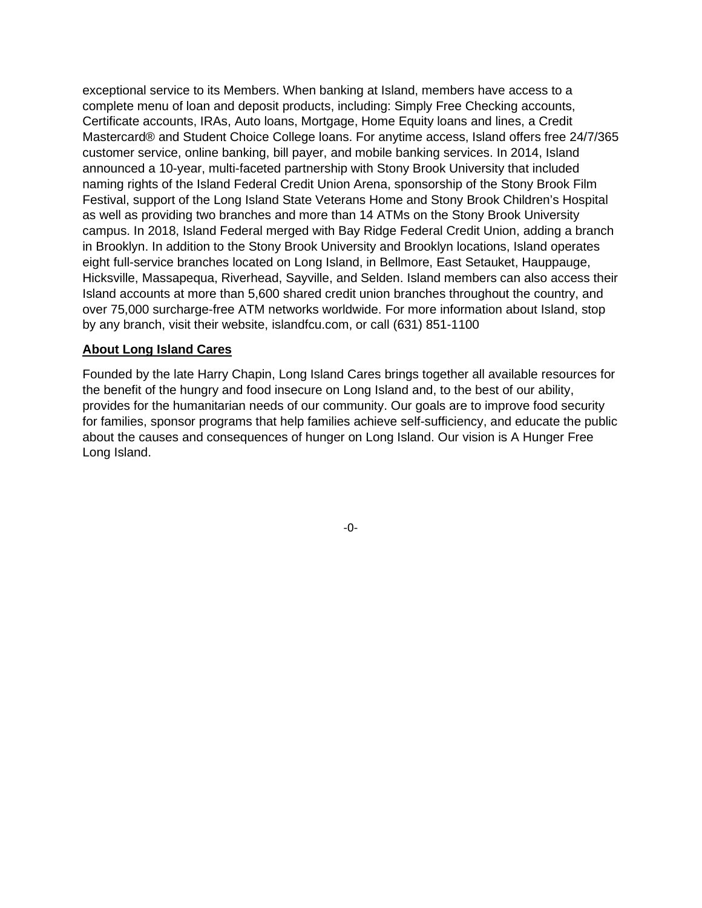exceptional service to its Members. When banking at Island, members have access to a complete menu of loan and deposit products, including: Simply Free Checking accounts, Certificate accounts, IRAs, Auto loans, Mortgage, Home Equity loans and lines, a Credit Mastercard® and Student Choice College loans. For anytime access, Island offers free 24/7/365 customer service, online banking, bill payer, and mobile banking services. In 2014, Island announced a 10-year, multi-faceted partnership with Stony Brook University that included naming rights of the Island Federal Credit Union Arena, sponsorship of the Stony Brook Film Festival, support of the Long Island State Veterans Home and Stony Brook Children's Hospital as well as providing two branches and more than 14 ATMs on the Stony Brook University campus. In 2018, Island Federal merged with Bay Ridge Federal Credit Union, adding a branch in Brooklyn. In addition to the Stony Brook University and Brooklyn locations, Island operates eight full-service branches located on Long Island, in Bellmore, East Setauket, Hauppauge, Hicksville, Massapequa, Riverhead, Sayville, and Selden. Island members can also access their Island accounts at more than 5,600 shared credit union branches throughout the country, and over 75,000 surcharge-free ATM networks worldwide. For more information about Island, stop by any branch, visit their website, islandfcu.com, or call (631) 851-1100

**About Long Island Cares**

Founded by the late Harry Chapin, Long Island Cares brings together all available resources for the benefit of the hungry and food insecure on Long Island and, to the best of our ability, provides for the humanitarian needs of our community. Our goals are to improve food security for families, sponsor programs that help families achieve self-sufficiency, and educate the public about the causes and consequences of hunger on Long Island. Our vision is A Hunger Free Long Island.

-0-